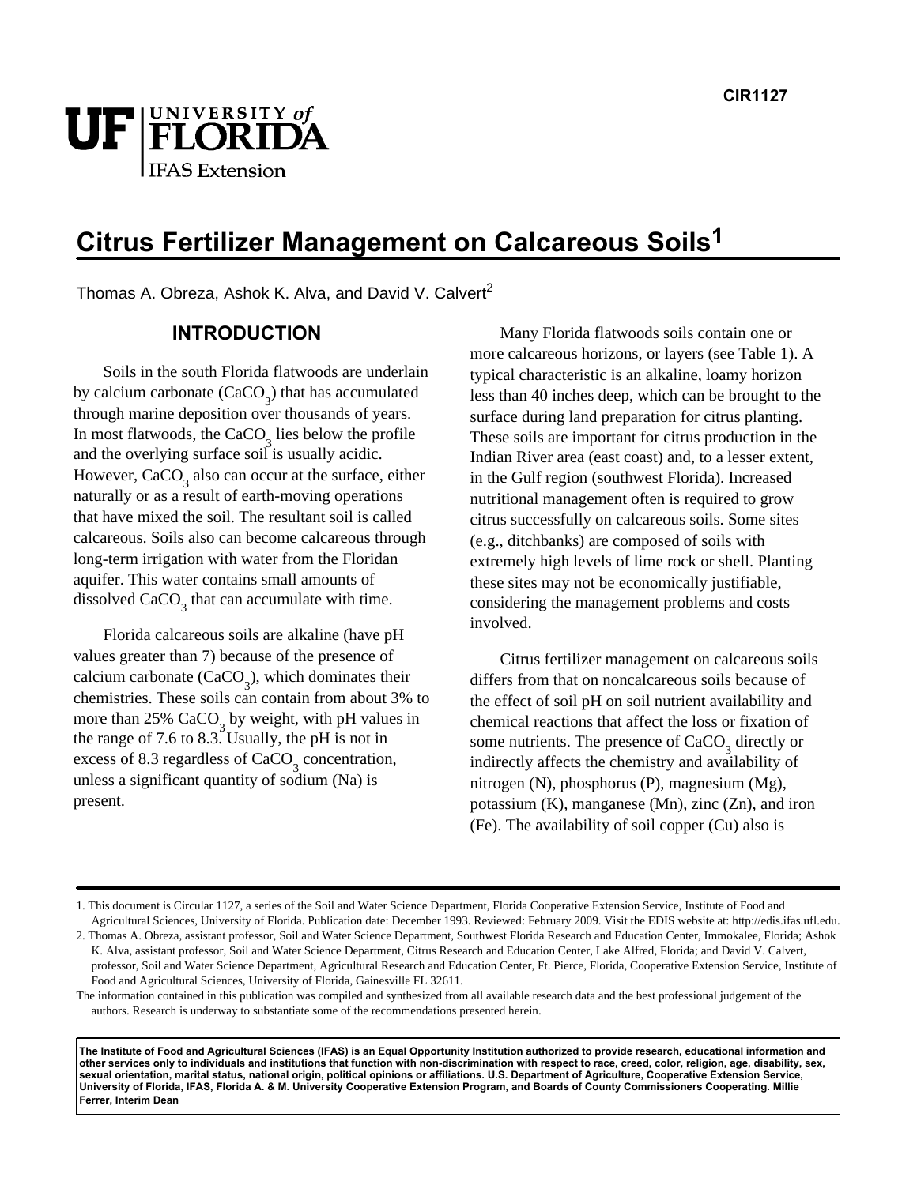CIR1127

# Citrus Fertilizer Management on Calcareous Soils[1]

Thomas A. Obreza, Ashok K. Alva, and David V. Calvert[2]

## INTRODUCTION

Soils in the south Florida flatwoods are underlain by calcium carbonate ($CaCO_3$) that has accumulated through marine deposition over thousands of years. In most flatwoods, the $CaCO_3$ lies below the profile and the overlying surface soil is usually acidic. However, $CaCO_3$ also can occur at the surface, either naturally or as a result of earth-moving operations that have mixed the soil. The resultant soil is called calcareous. Soils also can become calcareous through long-term irrigation with water from the Floridan aquifer. This water contains small amounts of dissolved $CaCO_3$ that can accumulate with time.

Florida calcareous soils are alkaline (have pH values greater than 7) because of the presence of calcium carbonate ($CaCO_3$), which dominates their chemistries. These soils can contain from about 3% to more than 25% $CaCO_3$ by weight, with pH values in the range of 7.6 to 8.3. Usually, the pH is not in excess of 8.3 regardless of $CaCO_3$ concentration, unless a significant quantity of sodium (Na) is present.

Many Florida flatwoods soils contain one or more calcareous horizons, or layers (see Table 1). A typical characteristic is an alkaline, loamy horizon less than 40 inches deep, which can be brought to the surface during land preparation for citrus planting. These soils are important for citrus production in the Indian River area (east coast) and, to a lesser extent, in the Gulf region (southwest Florida). Increased nutritional management often is required to grow citrus successfully on calcareous soils. Some sites (e.g., ditchbanks) are composed of soils with extremely high levels of lime rock or shell. Planting these sites may not be economically justifiable, considering the management problems and costs involved.

Citrus fertilizer management on calcareous soils differs from that on noncalcareous soils because of the effect of soil pH on soil nutrient availability and chemical reactions that affect the loss or fixation of some nutrients. The presence of $CaCO_3$ directly or indirectly affects the chemistry and availability of nitrogen (N), phosphorus (P), magnesium (Mg), potassium (K), manganese (Mn), zinc (Zn), and iron (Fe). The availability of soil copper (Cu) also is

1. This document is Circular 1127, a series of the Soil and Water Science Department, Florida Cooperative Extension Service, Institute of Food and Agricultural Sciences, University of Florida. Publication date: December 1993. Reviewed: February 2009. Visit the EDIS website at: http://edis.ifas.ufl.edu.

2. Thomas A. Obreza, assistant professor, Soil and Water Science Department, Southwest Florida Research and Education Center, Immokalee, Florida; Ashok K. Alva, assistant professor, Soil and Water Science Department, Citrus Research and Education Center, Lake Alfred, Florida; and David V. Calvert, professor, Soil and Water Science Department, Agricultural Research and Education Center, Ft. Pierce, Florida, Cooperative Extension Service, Institute of Food and Agricultural Sciences, University of Florida, Gainesville FL 32611.

The information contained in this publication was compiled and synthesized from all available research data and the best professional judgement of the authors. Research is underway to substantiate some of the recommendations presented herein.

**The Institute of Food and Agricultural Sciences (IFAS) is an Equal Opportunity Institution authorized to provide research, educational information and other services only to individuals and institutions that function with non-discrimination with respect to race, creed, color, religion, age, disability, sex, sexual orientation, marital status, national origin, political opinions or affiliations. U.S. Department of Agriculture, Cooperative Extension Service, University of Florida, IFAS, Florida A. & M. University Cooperative Extension Program, and Boards of County Commissioners Cooperating. Millie Ferrer, Interim Dean**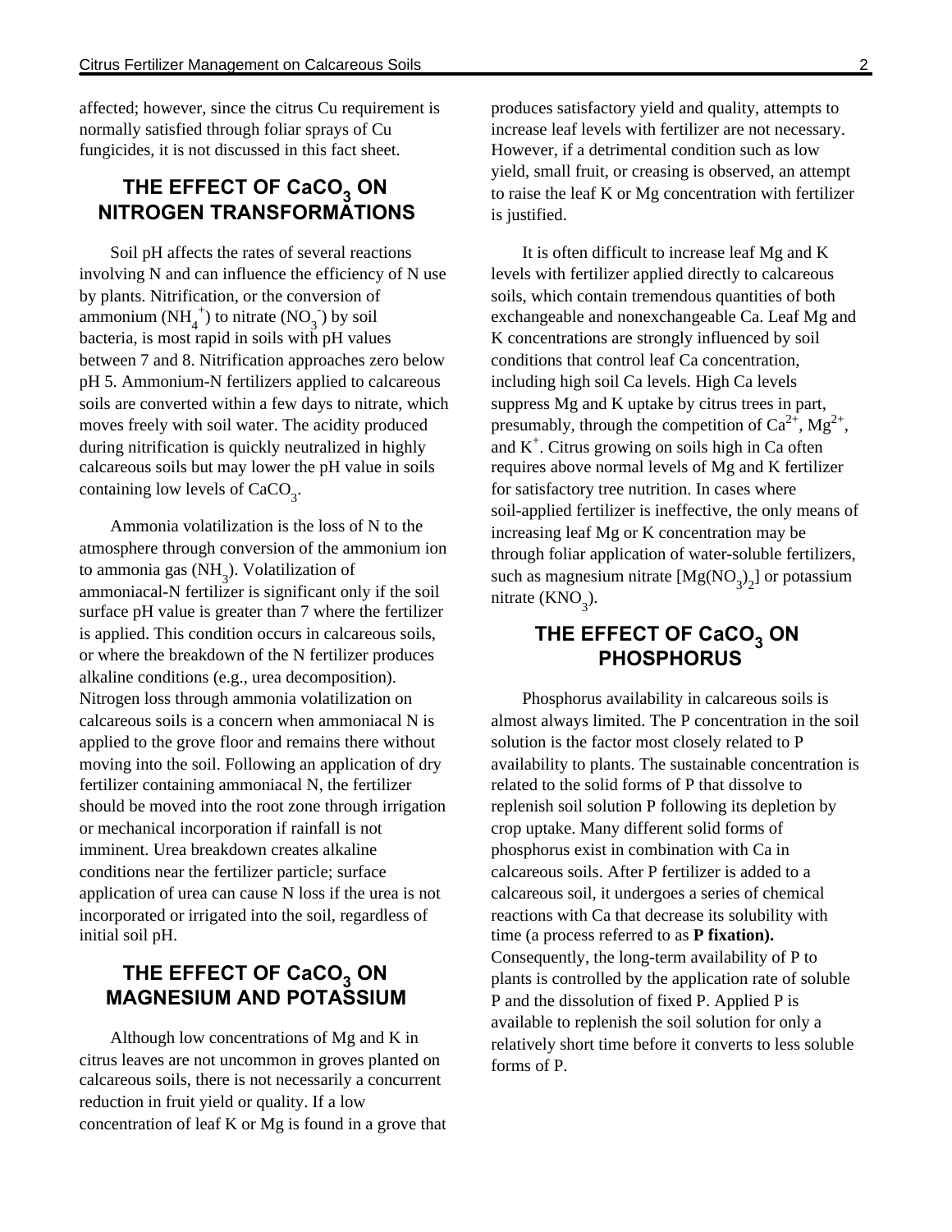affected; however, since the citrus Cu requirement is normally satisfied through foliar sprays of Cu fungicides, it is not discussed in this fact sheet.

## THE EFFECT OF $CaCO_3$ ON NITROGEN TRANSFORMATIONS

Soil pH affects the rates of several reactions involving N and can influence the efficiency of N use by plants. Nitrification, or the conversion of ammonium ($NH_4^+$) to nitrate ($NO_3^-$) by soil bacteria, is most rapid in soils with pH values between 7 and 8. Nitrification approaches zero below pH 5. Ammonium-N fertilizers applied to calcareous soils are converted within a few days to nitrate, which moves freely with soil water. The acidity produced during nitrification is quickly neutralized in highly calcareous soils but may lower the pH value in soils containing low levels of $CaCO_3$.

Ammonia volatilization is the loss of N to the atmosphere through conversion of the ammonium ion to ammonia gas ($NH_3$). Volatilization of ammoniacal-N fertilizer is significant only if the soil surface pH value is greater than 7 where the fertilizer is applied. This condition occurs in calcareous soils, or where the breakdown of the N fertilizer produces alkaline conditions (e.g., urea decomposition). Nitrogen loss through ammonia volatilization on calcareous soils is a concern when ammoniacal N is applied to the grove floor and remains there without moving into the soil. Following an application of dry fertilizer containing ammoniacal N, the fertilizer should be moved into the root zone through irrigation or mechanical incorporation if rainfall is not imminent. Urea breakdown creates alkaline conditions near the fertilizer particle; surface application of urea can cause N loss if the urea is not incorporated or irrigated into the soil, regardless of initial soil pH.

## THE EFFECT OF $CaCO_3$ ON MAGNESIUM AND POTASSIUM

Although low concentrations of Mg and K in citrus leaves are not uncommon in groves planted on calcareous soils, there is not necessarily a concurrent reduction in fruit yield or quality. If a low concentration of leaf K or Mg is found in a grove that produces satisfactory yield and quality, attempts to increase leaf levels with fertilizer are not necessary. However, if a detrimental condition such as low yield, small fruit, or creasing is observed, an attempt to raise the leaf K or Mg concentration with fertilizer is justified.

It is often difficult to increase leaf Mg and K levels with fertilizer applied directly to calcareous soils, which contain tremendous quantities of both exchangeable and nonexchangeable Ca. Leaf Mg and K concentrations are strongly influenced by soil conditions that control leaf Ca concentration, including high soil Ca levels. High Ca levels suppress Mg and K uptake by citrus trees in part, presumably, through the competition of $Ca^{2+}$, $Mg^{2+}$, and $K^+$. Citrus growing on soils high in Ca often requires above normal levels of Mg and K fertilizer for satisfactory tree nutrition. In cases where soil-applied fertilizer is ineffective, the only means of increasing leaf Mg or K concentration may be through foliar application of water-soluble fertilizers, such as magnesium nitrate [$Mg(NO_3)_2$] or potassium nitrate ($KNO_3$).

## THE EFFECT OF $CaCO_3$ ON PHOSPHORUS

Phosphorus availability in calcareous soils is almost always limited. The P concentration in the soil solution is the factor most closely related to P availability to plants. The sustainable concentration is related to the solid forms of P that dissolve to replenish soil solution P following its depletion by crop uptake. Many different solid forms of phosphorus exist in combination with Ca in calcareous soils. After P fertilizer is added to a calcareous soil, it undergoes a series of chemical reactions with Ca that decrease its solubility with time (a process referred to as **P fixation).** Consequently, the long-term availability of P to plants is controlled by the application rate of soluble P and the dissolution of fixed P. Applied P is available to replenish the soil solution for only a relatively short time before it converts to less soluble forms of P.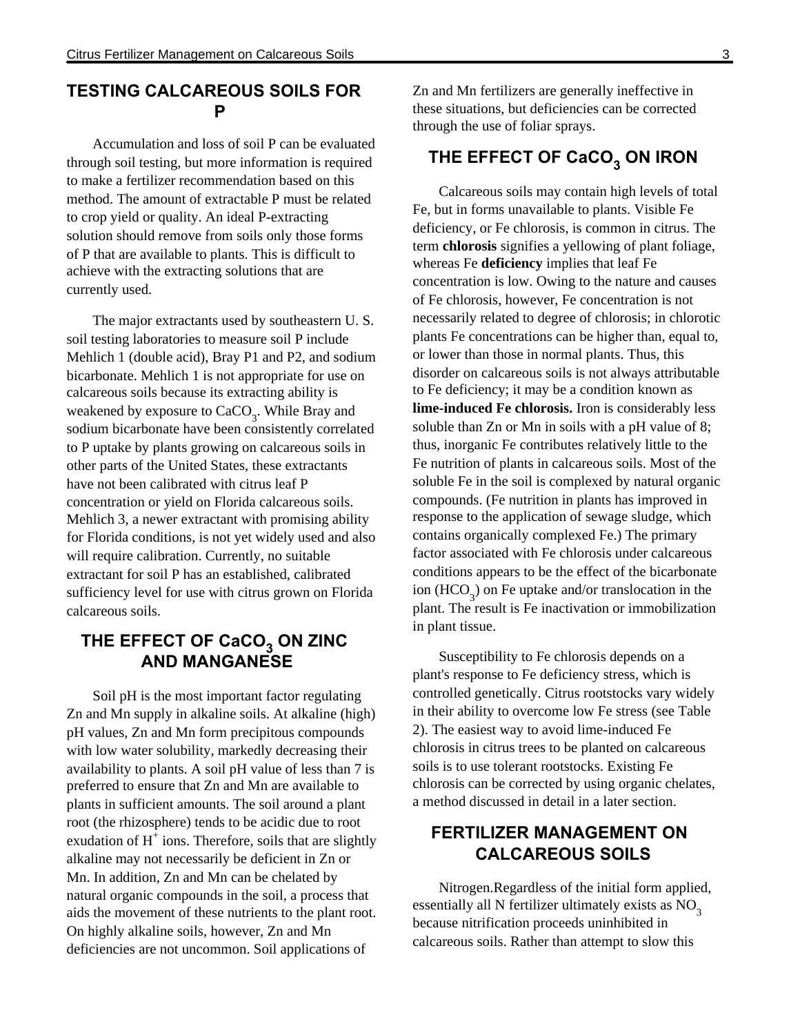## TESTING CALCAREOUS SOILS FOR P

Accumulation and loss of soil P can be evaluated through soil testing, but more information is required to make a fertilizer recommendation based on this method. The amount of extractable P must be related to crop yield or quality. An ideal P-extracting solution should remove from soils only those forms of P that are available to plants. This is difficult to achieve with the extracting solutions that are currently used.

The major extractants used by southeastern U. S. soil testing laboratories to measure soil P include Mehlich 1 (double acid), Bray P1 and P2, and sodium bicarbonate. Mehlich 1 is not appropriate for use on calcareous soils because its extracting ability is weakened by exposure to $CaCO_3$. While Bray and sodium bicarbonate have been consistently correlated to P uptake by plants growing on calcareous soils in other parts of the United States, these extractants have not been calibrated with citrus leaf P concentration or yield on Florida calcareous soils. Mehlich 3, a newer extractant with promising ability for Florida conditions, is not yet widely used and also will require calibration. Currently, no suitable extractant for soil P has an established, calibrated sufficiency level for use with citrus grown on Florida calcareous soils.

## THE EFFECT OF $CaCO_3$ ON ZINC AND MANGANESE

Soil pH is the most important factor regulating Zn and Mn supply in alkaline soils. At alkaline (high) pH values, Zn and Mn form precipitous compounds with low water solubility, markedly decreasing their availability to plants. A soil pH value of less than 7 is preferred to ensure that Zn and Mn are available to plants in sufficient amounts. The soil around a plant root (the rhizosphere) tends to be acidic due to root exudation of $H^+$ ions. Therefore, soils that are slightly alkaline may not necessarily be deficient in Zn or Mn. In addition, Zn and Mn can be chelated by natural organic compounds in the soil, a process that aids the movement of these nutrients to the plant root. On highly alkaline soils, however, Zn and Mn deficiencies are not uncommon. Soil applications of Zn and Mn fertilizers are generally ineffective in these situations, but deficiencies can be corrected through the use of foliar sprays.

## THE EFFECT OF $CaCO_3$ ON IRON

Calcareous soils may contain high levels of total Fe, but in forms unavailable to plants. Visible Fe deficiency, or Fe chlorosis, is common in citrus. The term **chlorosis** signifies a yellowing of plant foliage, whereas Fe **deficiency** implies that leaf Fe concentration is low. Owing to the nature and causes of Fe chlorosis, however, Fe concentration is not necessarily related to degree of chlorosis; in chlorotic plants Fe concentrations can be higher than, equal to, or lower than those in normal plants. Thus, this disorder on calcareous soils is not always attributable to Fe deficiency; it may be a condition known as **lime-induced Fe chlorosis.** Iron is considerably less soluble than Zn or Mn in soils with a pH value of 8; thus, inorganic Fe contributes relatively little to the Fe nutrition of plants in calcareous soils. Most of the soluble Fe in the soil is complexed by natural organic compounds. (Fe nutrition in plants has improved in response to the application of sewage sludge, which contains organically complexed Fe.) The primary factor associated with Fe chlorosis under calcareous conditions appears to be the effect of the bicarbonate ion ($HCO_3$) on Fe uptake and/or translocation in the plant. The result is Fe inactivation or immobilization in plant tissue.

Susceptibility to Fe chlorosis depends on a plant's response to Fe deficiency stress, which is controlled genetically. Citrus rootstocks vary widely in their ability to overcome low Fe stress (see Table 2). The easiest way to avoid lime-induced Fe chlorosis in citrus trees to be planted on calcareous soils is to use tolerant rootstocks. Existing Fe chlorosis can be corrected by using organic chelates, a method discussed in detail in a later section.

## FERTILIZER MANAGEMENT ON CALCAREOUS SOILS

Nitrogen.Regardless of the initial form applied, essentially all N fertilizer ultimately exists as $NO_3$ because nitrification proceeds uninhibited in calcareous soils. Rather than attempt to slow this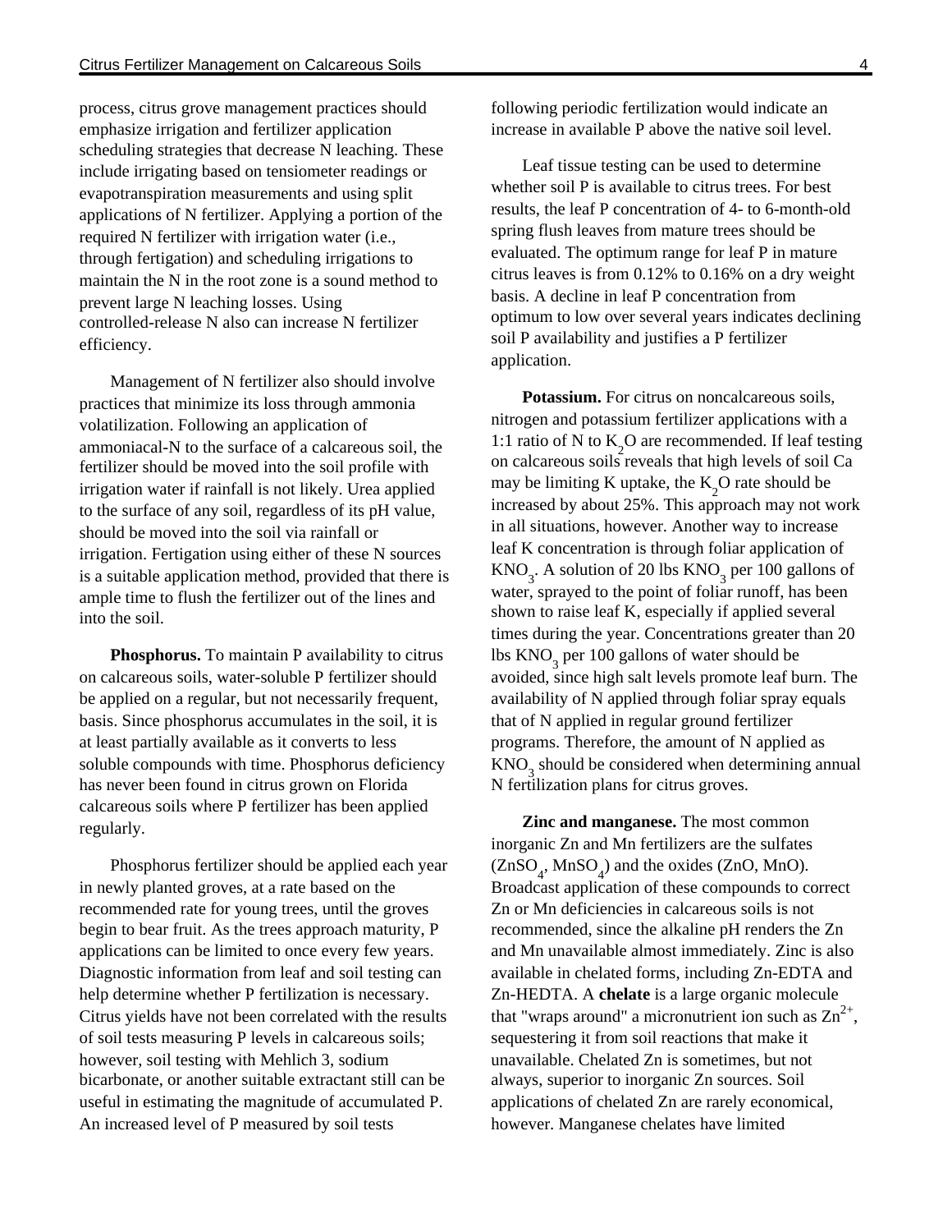process, citrus grove management practices should emphasize irrigation and fertilizer application scheduling strategies that decrease N leaching. These include irrigating based on tensiometer readings or evapotranspiration measurements and using split applications of N fertilizer. Applying a portion of the required N fertilizer with irrigation water (i.e., through fertigation) and scheduling irrigations to maintain the N in the root zone is a sound method to prevent large N leaching losses. Using controlled-release N also can increase N fertilizer efficiency.

Management of N fertilizer also should involve practices that minimize its loss through ammonia volatilization. Following an application of ammoniacal-N to the surface of a calcareous soil, the fertilizer should be moved into the soil profile with irrigation water if rainfall is not likely. Urea applied to the surface of any soil, regardless of its pH value, should be moved into the soil via rainfall or irrigation. Fertigation using either of these N sources is a suitable application method, provided that there is ample time to flush the fertilizer out of the lines and into the soil.

**Phosphorus.** To maintain P availability to citrus on calcareous soils, water-soluble P fertilizer should be applied on a regular, but not necessarily frequent, basis. Since phosphorus accumulates in the soil, it is at least partially available as it converts to less soluble compounds with time. Phosphorus deficiency has never been found in citrus grown on Florida calcareous soils where P fertilizer has been applied regularly.

Phosphorus fertilizer should be applied each year in newly planted groves, at a rate based on the recommended rate for young trees, until the groves begin to bear fruit. As the trees approach maturity, P applications can be limited to once every few years. Diagnostic information from leaf and soil testing can help determine whether P fertilization is necessary. Citrus yields have not been correlated with the results of soil tests measuring P levels in calcareous soils; however, soil testing with Mehlich 3, sodium bicarbonate, or another suitable extractant still can be useful in estimating the magnitude of accumulated P. An increased level of P measured by soil tests following periodic fertilization would indicate an increase in available P above the native soil level.

Leaf tissue testing can be used to determine whether soil P is available to citrus trees. For best results, the leaf P concentration of 4- to 6-month-old spring flush leaves from mature trees should be evaluated. The optimum range for leaf P in mature citrus leaves is from 0.12% to 0.16% on a dry weight basis. A decline in leaf P concentration from optimum to low over several years indicates declining soil P availability and justifies a P fertilizer application.

**Potassium.** For citrus on noncalcareous soils, nitrogen and potassium fertilizer applications with a 1:1 ratio of N to $K_2O$ are recommended. If leaf testing on calcareous soils reveals that high levels of soil Ca may be limiting K uptake, the $K_2O$ rate should be increased by about 25%. This approach may not work in all situations, however. Another way to increase leaf K concentration is through foliar application of $KNO_3$. A solution of 20 lbs $KNO_3$ per 100 gallons of water, sprayed to the point of foliar runoff, has been shown to raise leaf K, especially if applied several times during the year. Concentrations greater than 20 lbs $KNO_3$ per 100 gallons of water should be avoided, since high salt levels promote leaf burn. The availability of N applied through foliar spray equals that of N applied in regular ground fertilizer programs. Therefore, the amount of N applied as $KNO_3$ should be considered when determining annual N fertilization plans for citrus groves.

**Zinc and manganese.** The most common inorganic Zn and Mn fertilizers are the sulfates ($ZnSO_4$, $MnSO_4$) and the oxides (ZnO, MnO). Broadcast application of these compounds to correct Zn or Mn deficiencies in calcareous soils is not recommended, since the alkaline pH renders the Zn and Mn unavailable almost immediately. Zinc is also available in chelated forms, including Zn-EDTA and Zn-HEDTA. A **chelate** is a large organic molecule that "wraps around" a micronutrient ion such as $Zn^{2+}$, sequestering it from soil reactions that make it unavailable. Chelated Zn is sometimes, but not always, superior to inorganic Zn sources. Soil applications of chelated Zn are rarely economical, however. Manganese chelates have limited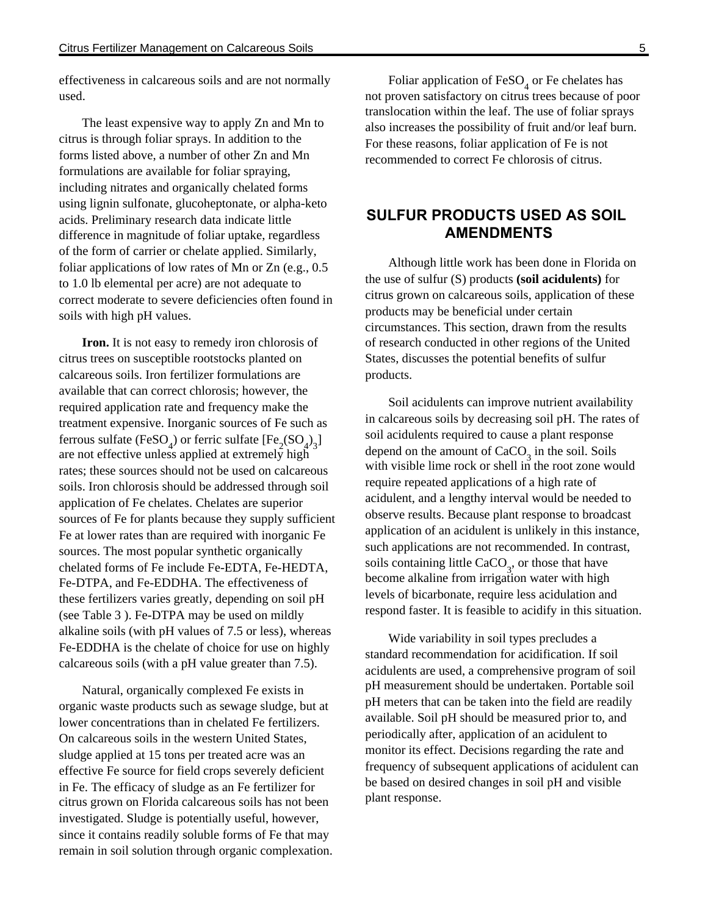effectiveness in calcareous soils and are not normally used.

The least expensive way to apply Zn and Mn to citrus is through foliar sprays. In addition to the forms listed above, a number of other Zn and Mn formulations are available for foliar spraying, including nitrates and organically chelated forms using lignin sulfonate, glucoheptonate, or alpha-keto acids. Preliminary research data indicate little difference in magnitude of foliar uptake, regardless of the form of carrier or chelate applied. Similarly, foliar applications of low rates of Mn or Zn (e.g., 0.5 to 1.0 lb elemental per acre) are not adequate to correct moderate to severe deficiencies often found in soils with high pH values.

**Iron.** It is not easy to remedy iron chlorosis of citrus trees on susceptible rootstocks planted on calcareous soils. Iron fertilizer formulations are available that can correct chlorosis; however, the required application rate and frequency make the treatment expensive. Inorganic sources of Fe such as ferrous sulfate ($FeSO_4$) or ferric sulfate [$Fe_2(SO_4)_3$] are not effective unless applied at extremely high rates; these sources should not be used on calcareous soils. Iron chlorosis should be addressed through soil application of Fe chelates. Chelates are superior sources of Fe for plants because they supply sufficient Fe at lower rates than are required with inorganic Fe sources. The most popular synthetic organically chelated forms of Fe include Fe-EDTA, Fe-HEDTA, Fe-DTPA, and Fe-EDDHA. The effectiveness of these fertilizers varies greatly, depending on soil pH (see Table 3 ). Fe-DTPA may be used on mildly alkaline soils (with pH values of 7.5 or less), whereas Fe-EDDHA is the chelate of choice for use on highly calcareous soils (with a pH value greater than 7.5).

Natural, organically complexed Fe exists in organic waste products such as sewage sludge, but at lower concentrations than in chelated Fe fertilizers. On calcareous soils in the western United States, sludge applied at 15 tons per treated acre was an effective Fe source for field crops severely deficient in Fe. The efficacy of sludge as an Fe fertilizer for citrus grown on Florida calcareous soils has not been investigated. Sludge is potentially useful, however, since it contains readily soluble forms of Fe that may remain in soil solution through organic complexation.

Foliar application of $FeSO_4$ or Fe chelates has not proven satisfactory on citrus trees because of poor translocation within the leaf. The use of foliar sprays also increases the possibility of fruit and/or leaf burn. For these reasons, foliar application of Fe is not recommended to correct Fe chlorosis of citrus.

## SULFUR PRODUCTS USED AS SOIL AMENDMENTS

Although little work has been done in Florida on the use of sulfur (S) products **(soil acidulents)** for citrus grown on calcareous soils, application of these products may be beneficial under certain circumstances. This section, drawn from the results of research conducted in other regions of the United States, discusses the potential benefits of sulfur products.

Soil acidulents can improve nutrient availability in calcareous soils by decreasing soil pH. The rates of soil acidulents required to cause a plant response depend on the amount of $CaCO_3$ in the soil. Soils with visible lime rock or shell in the root zone would require repeated applications of a high rate of acidulent, and a lengthy interval would be needed to observe results. Because plant response to broadcast application of an acidulent is unlikely in this instance, such applications are not recommended. In contrast, soils containing little $CaCO_3$, or those that have become alkaline from irrigation water with high levels of bicarbonate, require less acidulation and respond faster. It is feasible to acidify in this situation.

Wide variability in soil types precludes a standard recommendation for acidification. If soil acidulents are used, a comprehensive program of soil pH measurement should be undertaken. Portable soil pH meters that can be taken into the field are readily available. Soil pH should be measured prior to, and periodically after, application of an acidulent to monitor its effect. Decisions regarding the rate and frequency of subsequent applications of acidulent can be based on desired changes in soil pH and visible plant response.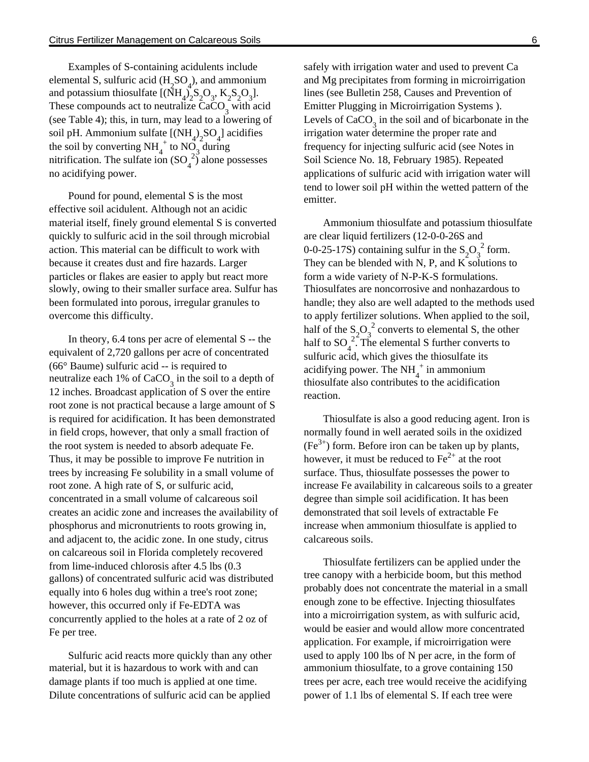Examples of S-containing acidulents include elemental S, sulfuric acid ($H_2SO_4$), and ammonium and potassium thiosulfate [$(NH_4)_2S_2O_3$, $K_2S_2O_3$]. These compounds act to neutralize $CaCO_3$ with acid (see Table 4); this, in turn, may lead to a lowering of soil pH. Ammonium sulfate [$(NH_4)_2SO_4$] acidifies the soil by converting $NH_4^+$ to $NO_3$ during nitrification. The sulfate ion ($SO_4^{2}$) alone possesses no acidifying power.

Pound for pound, elemental S is the most effective soil acidulent. Although not an acidic material itself, finely ground elemental S is converted quickly to sulfuric acid in the soil through microbial action. This material can be difficult to work with because it creates dust and fire hazards. Larger particles or flakes are easier to apply but react more slowly, owing to their smaller surface area. Sulfur has been formulated into porous, irregular granules to overcome this difficulty.

In theory, 6.4 tons per acre of elemental S -- the equivalent of 2,720 gallons per acre of concentrated (66° Baume) sulfuric acid -- is required to neutralize each 1% of $CaCO_3$ in the soil to a depth of 12 inches. Broadcast application of S over the entire root zone is not practical because a large amount of S is required for acidification. It has been demonstrated in field crops, however, that only a small fraction of the root system is needed to absorb adequate Fe. Thus, it may be possible to improve Fe nutrition in trees by increasing Fe solubility in a small volume of root zone. A high rate of S, or sulfuric acid, concentrated in a small volume of calcareous soil creates an acidic zone and increases the availability of phosphorus and micronutrients to roots growing in, and adjacent to, the acidic zone. In one study, citrus on calcareous soil in Florida completely recovered from lime-induced chlorosis after 4.5 lbs (0.3 gallons) of concentrated sulfuric acid was distributed equally into 6 holes dug within a tree's root zone; however, this occurred only if Fe-EDTA was concurrently applied to the holes at a rate of 2 oz of Fe per tree.

Sulfuric acid reacts more quickly than any other material, but it is hazardous to work with and can damage plants if too much is applied at one time. Dilute concentrations of sulfuric acid can be applied safely with irrigation water and used to prevent Ca and Mg precipitates from forming in microirrigation lines (see Bulletin 258, Causes and Prevention of Emitter Plugging in Microirrigation Systems ). Levels of $CaCO_3$ in the soil and of bicarbonate in the irrigation water determine the proper rate and frequency for injecting sulfuric acid (see Notes in Soil Science No. 18, February 1985). Repeated applications of sulfuric acid with irrigation water will tend to lower soil pH within the wetted pattern of the emitter.

Ammonium thiosulfate and potassium thiosulfate are clear liquid fertilizers (12-0-0-26S and 0-0-25-17S) containing sulfur in the $S_2O_3^{2}$ form. They can be blended with N, P, and K solutions to form a wide variety of N-P-K-S formulations. Thiosulfates are noncorrosive and nonhazardous to handle; they also are well adapted to the methods used to apply fertilizer solutions. When applied to the soil, half of the $S_2O_3^{2}$ converts to elemental S, the other half to $SO_4^{2}$. The elemental S further converts to sulfuric acid, which gives the thiosulfate its acidifying power. The $NH_4^+$ in ammonium thiosulfate also contributes to the acidification reaction.

Thiosulfate is also a good reducing agent. Iron is normally found in well aerated soils in the oxidized ($Fe^{3+}$) form. Before iron can be taken up by plants, however, it must be reduced to $Fe^{2+}$ at the root surface. Thus, thiosulfate possesses the power to increase Fe availability in calcareous soils to a greater degree than simple soil acidification. It has been demonstrated that soil levels of extractable Fe increase when ammonium thiosulfate is applied to calcareous soils.

Thiosulfate fertilizers can be applied under the tree canopy with a herbicide boom, but this method probably does not concentrate the material in a small enough zone to be effective. Injecting thiosulfates into a microirrigation system, as with sulfuric acid, would be easier and would allow more concentrated application. For example, if microirrigation were used to apply 100 lbs of N per acre, in the form of ammonium thiosulfate, to a grove containing 150 trees per acre, each tree would receive the acidifying power of 1.1 lbs of elemental S. If each tree were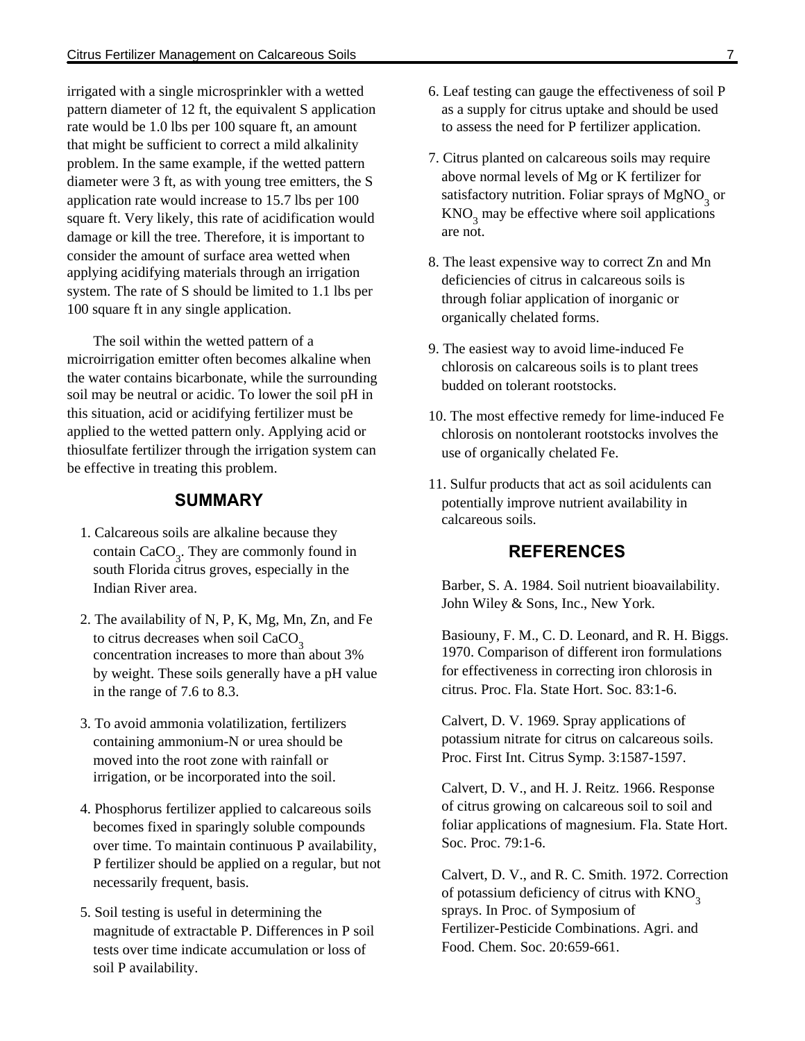irrigated with a single microsprinkler with a wetted pattern diameter of 12 ft, the equivalent S application rate would be 1.0 lbs per 100 square ft, an amount that might be sufficient to correct a mild alkalinity problem. In the same example, if the wetted pattern diameter were 3 ft, as with young tree emitters, the S application rate would increase to 15.7 lbs per 100 square ft. Very likely, this rate of acidification would damage or kill the tree. Therefore, it is important to consider the amount of surface area wetted when applying acidifying materials through an irrigation system. The rate of S should be limited to 1.1 lbs per 100 square ft in any single application.

The soil within the wetted pattern of a microirrigation emitter often becomes alkaline when the water contains bicarbonate, while the surrounding soil may be neutral or acidic. To lower the soil pH in this situation, acid or acidifying fertilizer must be applied to the wetted pattern only. Applying acid or thiosulfate fertilizer through the irrigation system can be effective in treating this problem.

## SUMMARY

1. Calcareous soils are alkaline because they contain $CaCO_3$. They are commonly found in south Florida citrus groves, especially in the Indian River area.

2. The availability of N, P, K, Mg, Mn, Zn, and Fe to citrus decreases when soil $CaCO_3$ concentration increases to more than about 3% by weight. These soils generally have a pH value in the range of 7.6 to 8.3.

3. To avoid ammonia volatilization, fertilizers containing ammonium-N or urea should be moved into the root zone with rainfall or irrigation, or be incorporated into the soil.

4. Phosphorus fertilizer applied to calcareous soils becomes fixed in sparingly soluble compounds over time. To maintain continuous P availability, P fertilizer should be applied on a regular, but not necessarily frequent, basis.

5. Soil testing is useful in determining the magnitude of extractable P. Differences in P soil tests over time indicate accumulation or loss of soil P availability.

6. Leaf testing can gauge the effectiveness of soil P as a supply for citrus uptake and should be used to assess the need for P fertilizer application.

7. Citrus planted on calcareous soils may require above normal levels of Mg or K fertilizer for satisfactory nutrition. Foliar sprays of $MgNO_3$ or $KNO_3$ may be effective where soil applications are not.

8. The least expensive way to correct Zn and Mn deficiencies of citrus in calcareous soils is through foliar application of inorganic or organically chelated forms.

9. The easiest way to avoid lime-induced Fe chlorosis on calcareous soils is to plant trees budded on tolerant rootstocks.

10. The most effective remedy for lime-induced Fe chlorosis on nontolerant rootstocks involves the use of organically chelated Fe.

11. Sulfur products that act as soil acidulents can potentially improve nutrient availability in calcareous soils.

## REFERENCES

Barber, S. A. 1984. Soil nutrient bioavailability. John Wiley & Sons, Inc., New York.

Basiouny, F. M., C. D. Leonard, and R. H. Biggs. 1970. Comparison of different iron formulations for effectiveness in correcting iron chlorosis in citrus. Proc. Fla. State Hort. Soc. 83:1-6.

Calvert, D. V. 1969. Spray applications of potassium nitrate for citrus on calcareous soils. Proc. First Int. Citrus Symp. 3:1587-1597.

Calvert, D. V., and H. J. Reitz. 1966. Response of citrus growing on calcareous soil to soil and foliar applications of magnesium. Fla. State Hort. Soc. Proc. 79:1-6.

Calvert, D. V., and R. C. Smith. 1972. Correction of potassium deficiency of citrus with $KNO_3$ sprays. In Proc. of Symposium of Fertilizer-Pesticide Combinations. Agri. and Food. Chem. Soc. 20:659-661.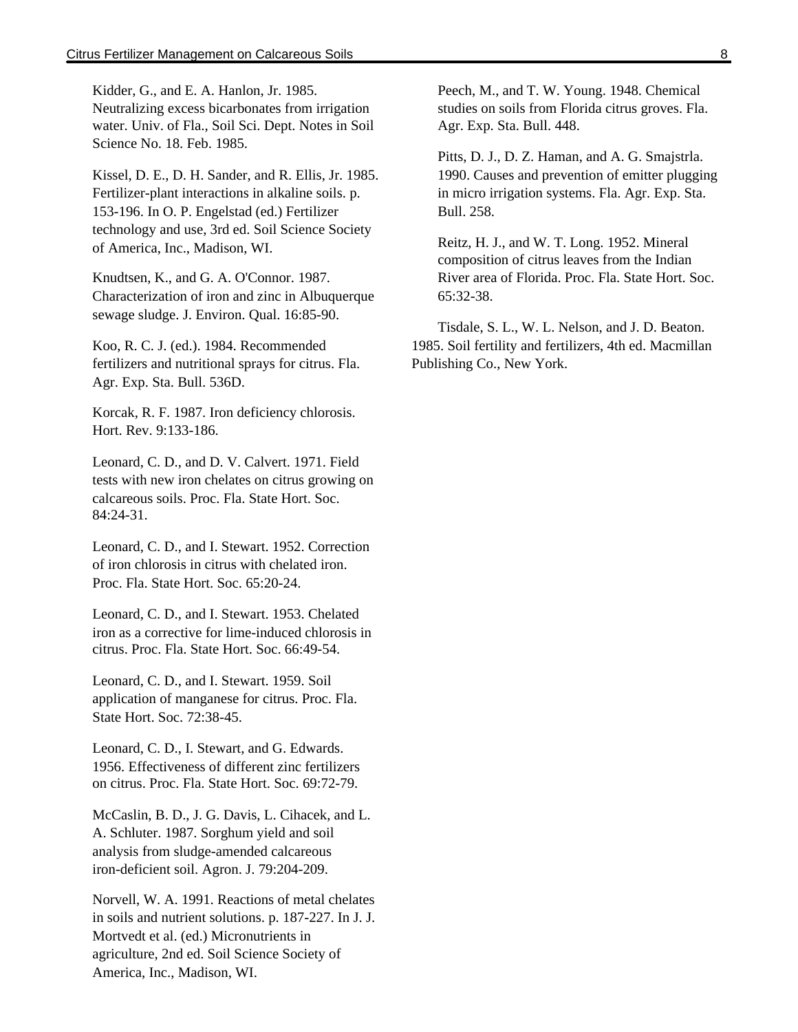Kidder, G., and E. A. Hanlon, Jr. 1985. Neutralizing excess bicarbonates from irrigation water. Univ. of Fla., Soil Sci. Dept. Notes in Soil Science No. 18. Feb. 1985.

Kissel, D. E., D. H. Sander, and R. Ellis, Jr. 1985. Fertilizer-plant interactions in alkaline soils. p. 153-196. In O. P. Engelstad (ed.) Fertilizer technology and use, 3rd ed. Soil Science Society of America, Inc., Madison, WI.

Knudtsen, K., and G. A. O'Connor. 1987. Characterization of iron and zinc in Albuquerque sewage sludge. J. Environ. Qual. 16:85-90.

Koo, R. C. J. (ed.). 1984. Recommended fertilizers and nutritional sprays for citrus. Fla. Agr. Exp. Sta. Bull. 536D.

Korcak, R. F. 1987. Iron deficiency chlorosis. Hort. Rev. 9:133-186.

Leonard, C. D., and D. V. Calvert. 1971. Field tests with new iron chelates on citrus growing on calcareous soils. Proc. Fla. State Hort. Soc. 84:24-31.

Leonard, C. D., and I. Stewart. 1952. Correction of iron chlorosis in citrus with chelated iron. Proc. Fla. State Hort. Soc. 65:20-24.

Leonard, C. D., and I. Stewart. 1953. Chelated iron as a corrective for lime-induced chlorosis in citrus. Proc. Fla. State Hort. Soc. 66:49-54.

Leonard, C. D., and I. Stewart. 1959. Soil application of manganese for citrus. Proc. Fla. State Hort. Soc. 72:38-45.

Leonard, C. D., I. Stewart, and G. Edwards. 1956. Effectiveness of different zinc fertilizers on citrus. Proc. Fla. State Hort. Soc. 69:72-79.

McCaslin, B. D., J. G. Davis, L. Cihacek, and L. A. Schluter. 1987. Sorghum yield and soil analysis from sludge-amended calcareous iron-deficient soil. Agron. J. 79:204-209.

Norvell, W. A. 1991. Reactions of metal chelates in soils and nutrient solutions. p. 187-227. In J. J. Mortvedt et al. (ed.) Micronutrients in agriculture, 2nd ed. Soil Science Society of America, Inc., Madison, WI.

Peech, M., and T. W. Young. 1948. Chemical studies on soils from Florida citrus groves. Fla. Agr. Exp. Sta. Bull. 448.

Pitts, D. J., D. Z. Haman, and A. G. Smajstrla. 1990. Causes and prevention of emitter plugging in micro irrigation systems. Fla. Agr. Exp. Sta. Bull. 258.

Reitz, H. J., and W. T. Long. 1952. Mineral composition of citrus leaves from the Indian River area of Florida. Proc. Fla. State Hort. Soc. 65:32-38.

Tisdale, S. L., W. L. Nelson, and J. D. Beaton. 1985. Soil fertility and fertilizers, 4th ed. Macmillan Publishing Co., New York.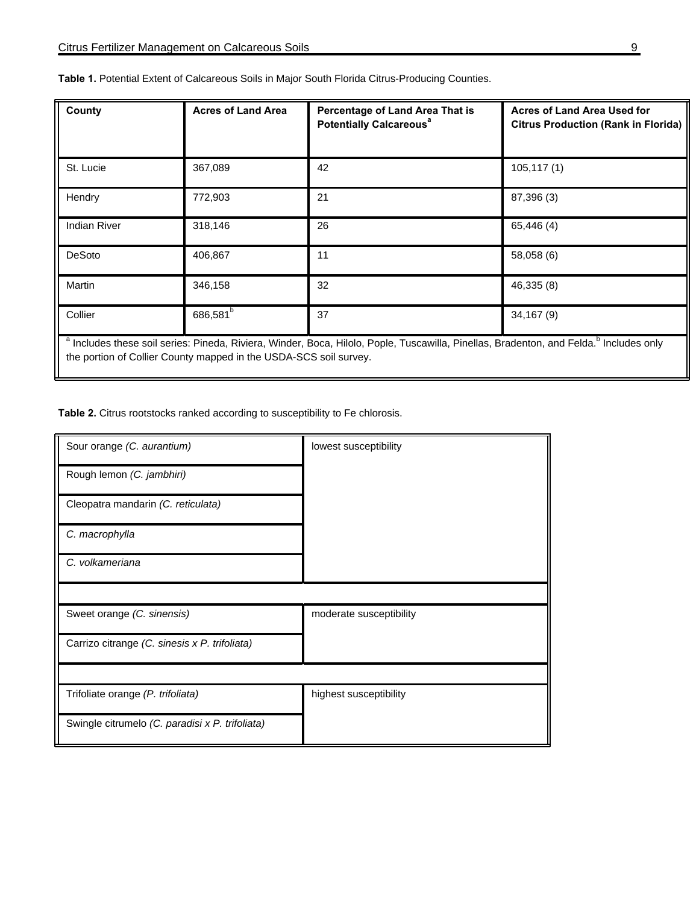**Table 1.** Potential Extent of Calcareous Soils in Major South Florida Citrus-Producing Counties.

| County | Acres of Land Area | Percentage of Land Area That is Potentially Calcareous[a] | Acres of Land Area Used for Citrus Production (Rank in Florida) |
|---|---|---|---|
| St. Lucie | 367,089 | 42 | 105,117 (1) |
| Hendry | 772,903 | 21 | 87,396 (3) |
| Indian River | 318,146 | 26 | 65,446 (4) |
| DeSoto | 406,867 | 11 | 58,058 (6) |
| Martin | 346,158 | 32 | 46,335 (8) |
| Collier | 686,581[b] | 37 | 34,167 (9) |

[a] Includes these soil series: Pineda, Riviera, Winder, Boca, Hilolo, Pople, Tuscawilla, Pinellas, Bradenton, and Felda. [b] Includes only the portion of Collier County mapped in the USDA-SCS soil survey.

**Table 2.** Citrus rootstocks ranked according to susceptibility to Fe chlorosis.

| Rootstock | Susceptibility |
|---|---|
| Sour orange *(C. aurantium)* | lowest susceptibility |
| Rough lemon *(C. jambhiri)* | |
| Cleopatra mandarin *(C. reticulata)* | |
| *C. macrophylla* | |
| *C. volkameriana* | |
| | |
| Sweet orange *(C. sinensis)* | moderate susceptibility |
| Carrizo citrange *(C. sinesis x P. trifoliata)* | |
| | |
| Trifoliate orange *(P. trifoliata)* | highest susceptibility |
| Swingle citrumelo *(C. paradisi x P. trifoliata)* | |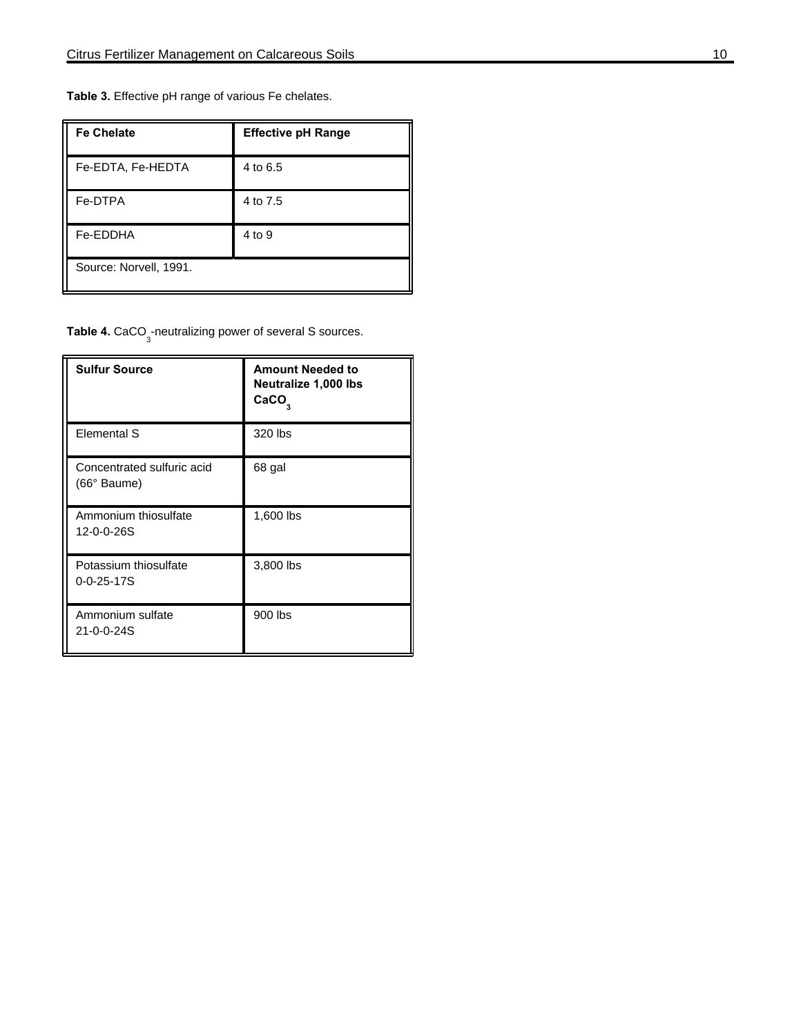**Table 3.** Effective pH range of various Fe chelates.

| Fe Chelate | Effective pH Range |
|---|---|
| Fe-EDTA, Fe-HEDTA | 4 to 6.5 |
| Fe-DTPA | 4 to 7.5 |
| Fe-EDDHA | 4 to 9 |
| Source: Norvell, 1991. | |

**Table 4.** $CaCO_3$-neutralizing power of several S sources.

| Sulfur Source | Amount Needed to Neutralize 1,000 lbs $CaCO_3$ |
|---|---|
| Elemental S | 320 lbs |
| Concentrated sulfuric acid (66° Baume) | 68 gal |
| Ammonium thiosulfate 12-0-0-26S | 1,600 lbs |
| Potassium thiosulfate 0-0-25-17S | 3,800 lbs |
| Ammonium sulfate 21-0-0-24S | 900 lbs |